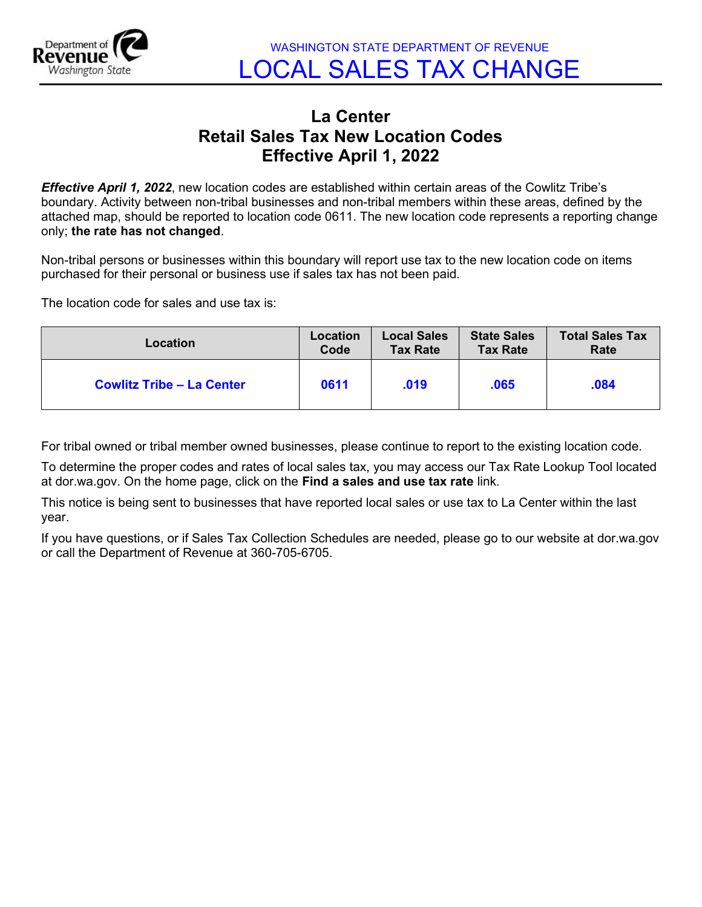WASHINGTON STATE DEPARTMENT OF REVENUE

# LOCAL SALES TAX CHANGE

## La Center
## Retail Sales Tax New Location Codes
## Effective April 1, 2022

***Effective April 1, 2022***, new location codes are established within certain areas of the Cowlitz Tribe's boundary. Activity between non-tribal businesses and non-tribal members within these areas, defined by the attached map, should be reported to location code 0611. The new location code represents a reporting change only; **the rate has not changed**.

Non-tribal persons or businesses within this boundary will report use tax to the new location code on items purchased for their personal or business use if sales tax has not been paid.

The location code for sales and use tax is:

| Location | Location Code | Local Sales Tax Rate | State Sales Tax Rate | Total Sales Tax Rate |
|---|---|---|---|---|
| **Cowlitz Tribe – La Center** | **0611** | **.019** | **.065** | **.084** |

For tribal owned or tribal member owned businesses, please continue to report to the existing location code.

To determine the proper codes and rates of local sales tax, you may access our Tax Rate Lookup Tool located at dor.wa.gov. On the home page, click on the **Find a sales and use tax rate** link.

This notice is being sent to businesses that have reported local sales or use tax to La Center within the last year.

If you have questions, or if Sales Tax Collection Schedules are needed, please go to our website at dor.wa.gov or call the Department of Revenue at 360-705-6705.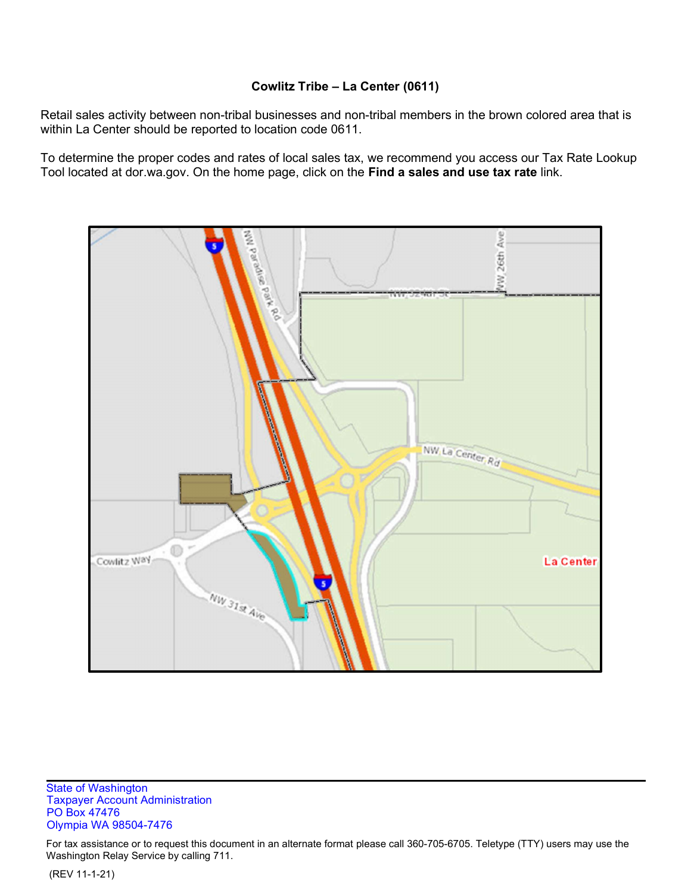**Cowlitz Tribe – La Center (0611)**

Retail sales activity between non-tribal businesses and non-tribal members in the brown colored area that is within La Center should be reported to location code 0611.

To determine the proper codes and rates of local sales tax, we recommend you access our Tax Rate Lookup Tool located at dor.wa.gov. On the home page, click on the **Find a sales and use tax rate** link.

5
NW Paradise Park Rd
NW 26th Ave
NW 324th St
NW La Center Rd
Cowlitz Way
NW 31st Ave
5
La Center

State of Washington
Taxpayer Account Administration
PO Box 47476
Olympia WA 98504-7476

For tax assistance or to request this document in an alternate format please call 360-705-6705. Teletype (TTY) users may use the Washington Relay Service by calling 711.

(REV 11-1-21)